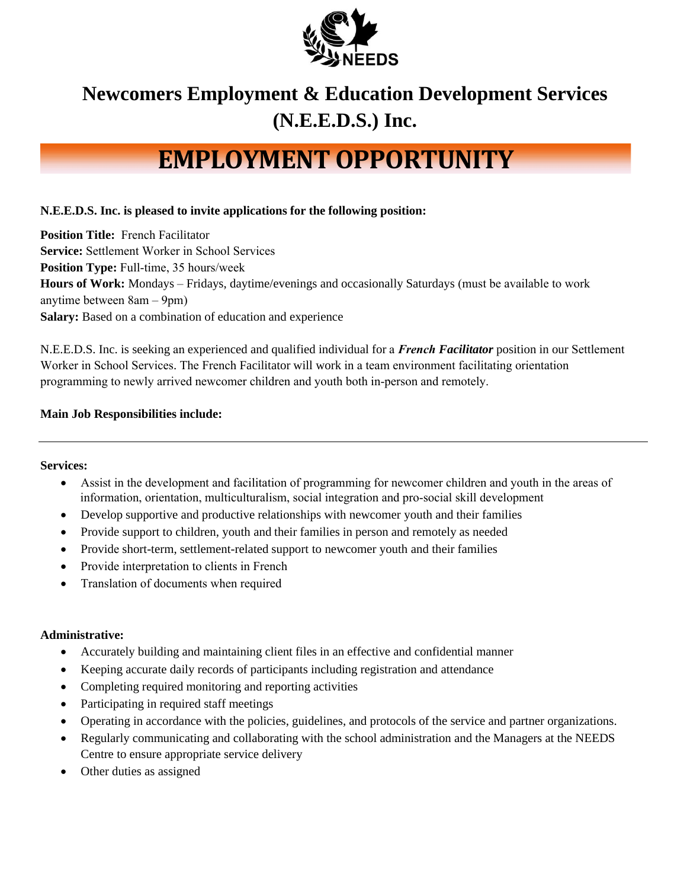# Newcomers Employment & Education Development Services (N.E.E.D.S.) Inc.

## EMPLOYMENT OPPORTUNITY

**N.E.E.D.S. Inc. is pleased to invite applications for the following position:**

**Position Title:** French Facilitator
**Service:** Settlement Worker in School Services
**Position Type:** Full-time, 35 hours/week
**Hours of Work:** Mondays – Fridays, daytime/evenings and occasionally Saturdays (must be available to work anytime between 8am – 9pm)
**Salary:** Based on a combination of education and experience

N.E.E.D.S. Inc. is seeking an experienced and qualified individual for a ***French Facilitator*** position in our Settlement Worker in School Services. The French Facilitator will work in a team environment facilitating orientation programming to newly arrived newcomer children and youth both in-person and remotely.

**Main Job Responsibilities include:**

---

**Services:**

- Assist in the development and facilitation of programming for newcomer children and youth in the areas of information, orientation, multiculturalism, social integration and pro-social skill development
- Develop supportive and productive relationships with newcomer youth and their families
- Provide support to children, youth and their families in person and remotely as needed
- Provide short-term, settlement-related support to newcomer youth and their families
- Provide interpretation to clients in French
- Translation of documents when required

**Administrative:**

- Accurately building and maintaining client files in an effective and confidential manner
- Keeping accurate daily records of participants including registration and attendance
- Completing required monitoring and reporting activities
- Participating in required staff meetings
- Operating in accordance with the policies, guidelines, and protocols of the service and partner organizations.
- Regularly communicating and collaborating with the school administration and the Managers at the NEEDS Centre to ensure appropriate service delivery
- Other duties as assigned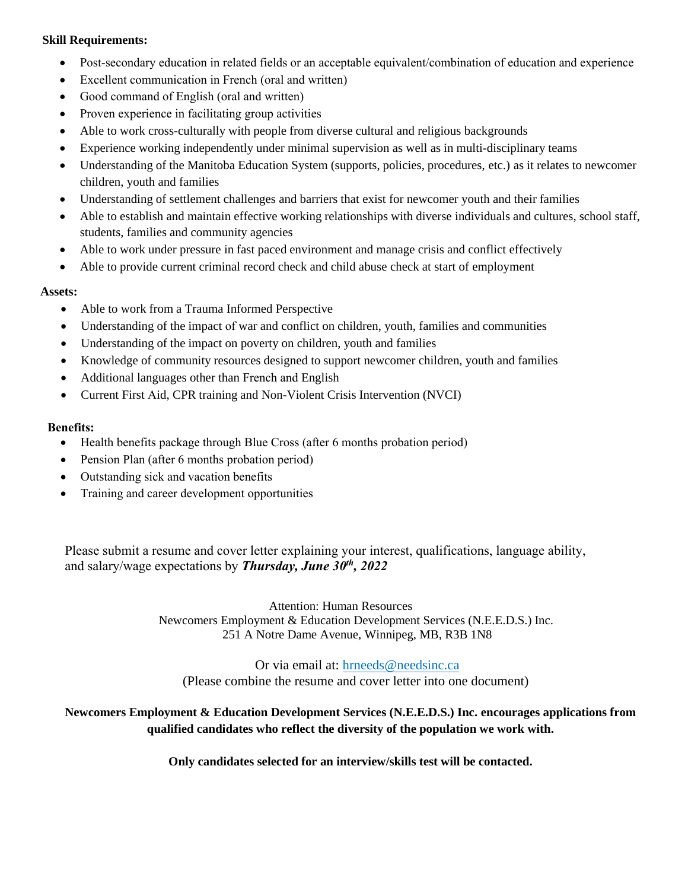**Skill Requirements:**

- Post-secondary education in related fields or an acceptable equivalent/combination of education and experience
- Excellent communication in French (oral and written)
- Good command of English (oral and written)
- Proven experience in facilitating group activities
- Able to work cross-culturally with people from diverse cultural and religious backgrounds
- Experience working independently under minimal supervision as well as in multi-disciplinary teams
- Understanding of the Manitoba Education System (supports, policies, procedures, etc.) as it relates to newcomer children, youth and families
- Understanding of settlement challenges and barriers that exist for newcomer youth and their families
- Able to establish and maintain effective working relationships with diverse individuals and cultures, school staff, students, families and community agencies
- Able to work under pressure in fast paced environment and manage crisis and conflict effectively
- Able to provide current criminal record check and child abuse check at start of employment

**Assets:**

- Able to work from a Trauma Informed Perspective
- Understanding of the impact of war and conflict on children, youth, families and communities
- Understanding of the impact on poverty on children, youth and families
- Knowledge of community resources designed to support newcomer children, youth and families
- Additional languages other than French and English
- Current First Aid, CPR training and Non-Violent Crisis Intervention (NVCI)

**Benefits:**

- Health benefits package through Blue Cross (after 6 months probation period)
- Pension Plan (after 6 months probation period)
- Outstanding sick and vacation benefits
- Training and career development opportunities

Please submit a resume and cover letter explaining your interest, qualifications, language ability, and salary/wage expectations by ***Thursday, June 30th, 2022***

Attention: Human Resources
Newcomers Employment & Education Development Services (N.E.E.D.S.) Inc.
251 A Notre Dame Avenue, Winnipeg, MB, R3B 1N8

Or via email at: hrneeds@needsinc.ca
(Please combine the resume and cover letter into one document)

**Newcomers Employment & Education Development Services (N.E.E.D.S.) Inc. encourages applications from qualified candidates who reflect the diversity of the population we work with.**

**Only candidates selected for an interview/skills test will be contacted.**